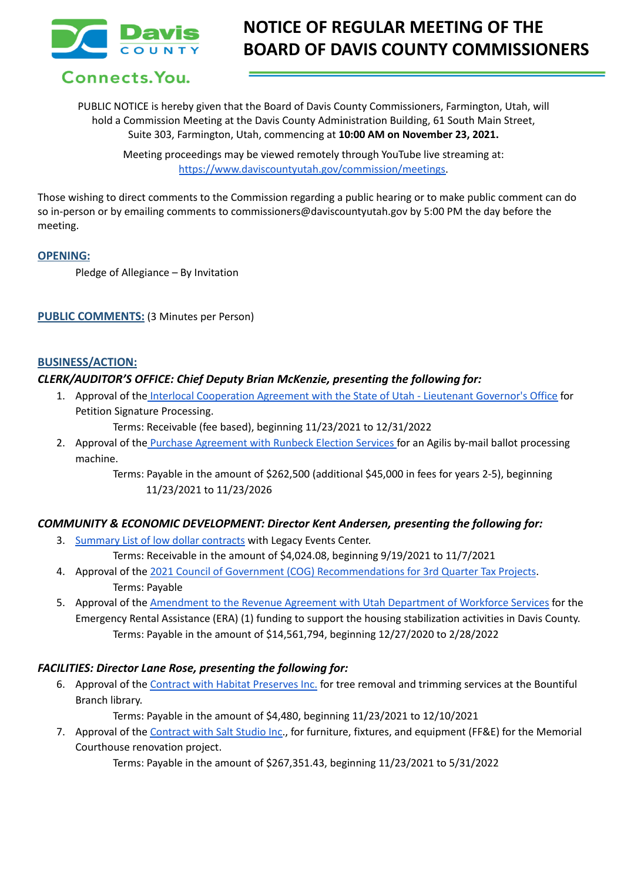Davis COUNTY Connects.You.

# NOTICE OF REGULAR MEETING OF THE BOARD OF DAVIS COUNTY COMMISSIONERS

PUBLIC NOTICE is hereby given that the Board of Davis County Commissioners, Farmington, Utah, will hold a Commission Meeting at the Davis County Administration Building, 61 South Main Street, Suite 303, Farmington, Utah, commencing at **10:00 AM on November 23, 2021.**

Meeting proceedings may be viewed remotely through YouTube live streaming at: https://www.daviscountyutah.gov/commission/meetings.

Those wishing to direct comments to the Commission regarding a public hearing or to make public comment can do so in-person or by emailing comments to commissioners@daviscountyutah.gov by 5:00 PM the day before the meeting.

## OPENING:

Pledge of Allegiance – By Invitation

## PUBLIC COMMENTS: (3 Minutes per Person)

## BUSINESS/ACTION:

### *CLERK/AUDITOR'S OFFICE: Chief Deputy Brian McKenzie, presenting the following for:*

1. Approval of the Interlocal Cooperation Agreement with the State of Utah - Lieutenant Governor's Office for Petition Signature Processing.
   Terms: Receivable (fee based), beginning 11/23/2021 to 12/31/2022
2. Approval of the Purchase Agreement with Runbeck Election Services for an Agilis by-mail ballot processing machine.
   Terms: Payable in the amount of $262,500 (additional $45,000 in fees for years 2-5), beginning 11/23/2021 to 11/23/2026

### *COMMUNITY & ECONOMIC DEVELOPMENT: Director Kent Andersen, presenting the following for:*

3. Summary List of low dollar contracts with Legacy Events Center.
   Terms: Receivable in the amount of $4,024.08, beginning 9/19/2021 to 11/7/2021
4. Approval of the 2021 Council of Government (COG) Recommendations for 3rd Quarter Tax Projects.
   Terms: Payable
5. Approval of the Amendment to the Revenue Agreement with Utah Department of Workforce Services for the Emergency Rental Assistance (ERA) (1) funding to support the housing stabilization activities in Davis County.
   Terms: Payable in the amount of $14,561,794, beginning 12/27/2020 to 2/28/2022

### *FACILITIES: Director Lane Rose, presenting the following for:*

6. Approval of the Contract with Habitat Preserves Inc. for tree removal and trimming services at the Bountiful Branch library.
   Terms: Payable in the amount of $4,480, beginning 11/23/2021 to 12/10/2021
7. Approval of the Contract with Salt Studio Inc., for furniture, fixtures, and equipment (FF&E) for the Memorial Courthouse renovation project.
   Terms: Payable in the amount of $267,351.43, beginning 11/23/2021 to 5/31/2022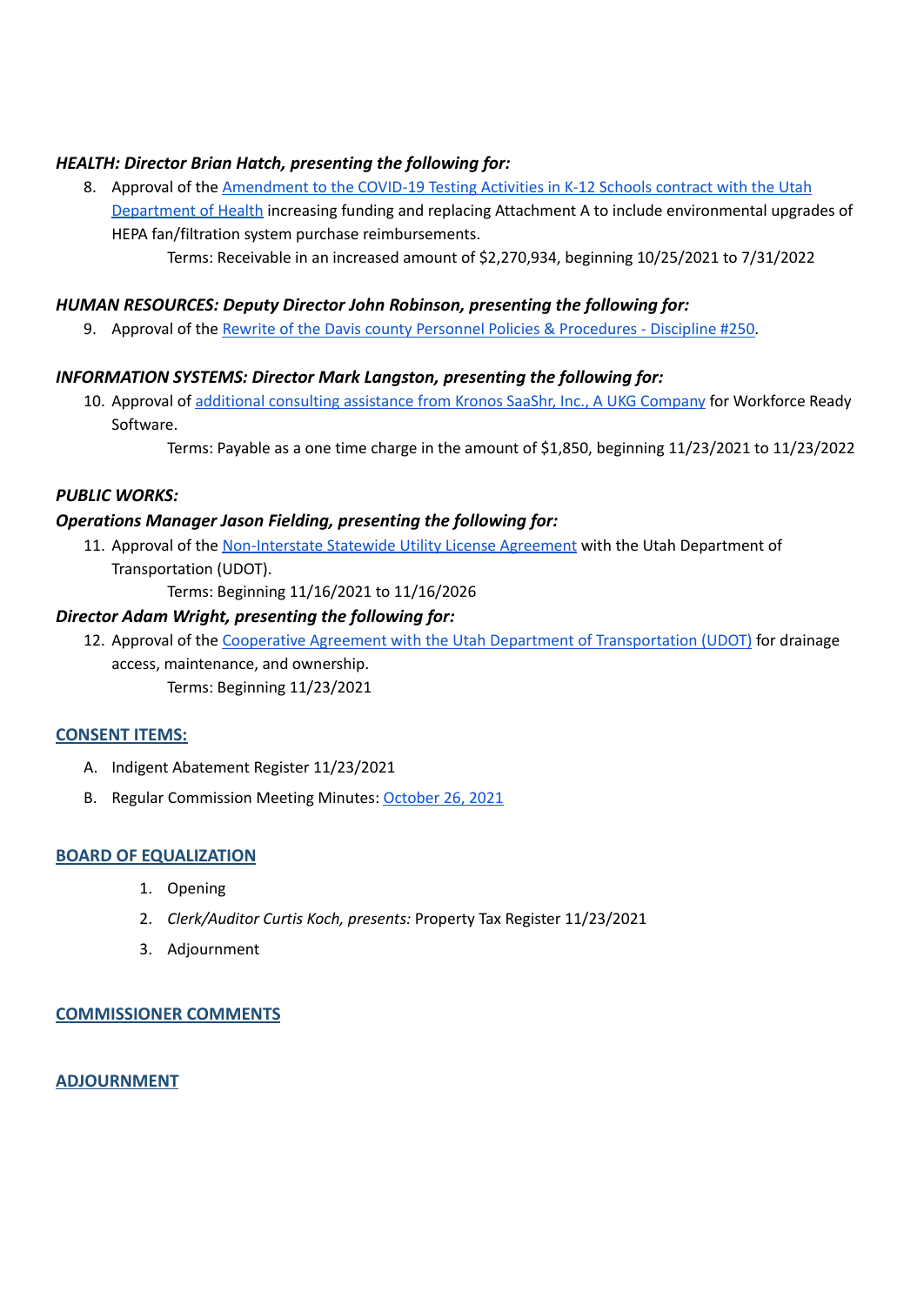***HEALTH: Director Brian Hatch, presenting the following for:***

8. Approval of the Amendment to the COVID-19 Testing Activities in K-12 Schools contract with the Utah Department of Health increasing funding and replacing Attachment A to include environmental upgrades of HEPA fan/filtration system purchase reimbursements.

   Terms: Receivable in an increased amount of $2,270,934, beginning 10/25/2021 to 7/31/2022

***HUMAN RESOURCES: Deputy Director John Robinson, presenting the following for:***

9. Approval of the Rewrite of the Davis county Personnel Policies & Procedures - Discipline #250.

***INFORMATION SYSTEMS: Director Mark Langston, presenting the following for:***

10. Approval of additional consulting assistance from Kronos SaaShr, Inc., A UKG Company for Workforce Ready Software.

    Terms: Payable as a one time charge in the amount of $1,850, beginning 11/23/2021 to 11/23/2022

***PUBLIC WORKS:***

***Operations Manager Jason Fielding, presenting the following for:***

11. Approval of the Non-Interstate Statewide Utility License Agreement with the Utah Department of Transportation (UDOT).

    Terms: Beginning 11/16/2021 to 11/16/2026

***Director Adam Wright, presenting the following for:***

12. Approval of the Cooperative Agreement with the Utah Department of Transportation (UDOT) for drainage access, maintenance, and ownership.

    Terms: Beginning 11/23/2021

## CONSENT ITEMS:

A. Indigent Abatement Register 11/23/2021

B. Regular Commission Meeting Minutes: October 26, 2021

## BOARD OF EQUALIZATION

1. Opening
2. *Clerk/Auditor Curtis Koch, presents:* Property Tax Register 11/23/2021
3. Adjournment

## COMMISSIONER COMMENTS

## ADJOURNMENT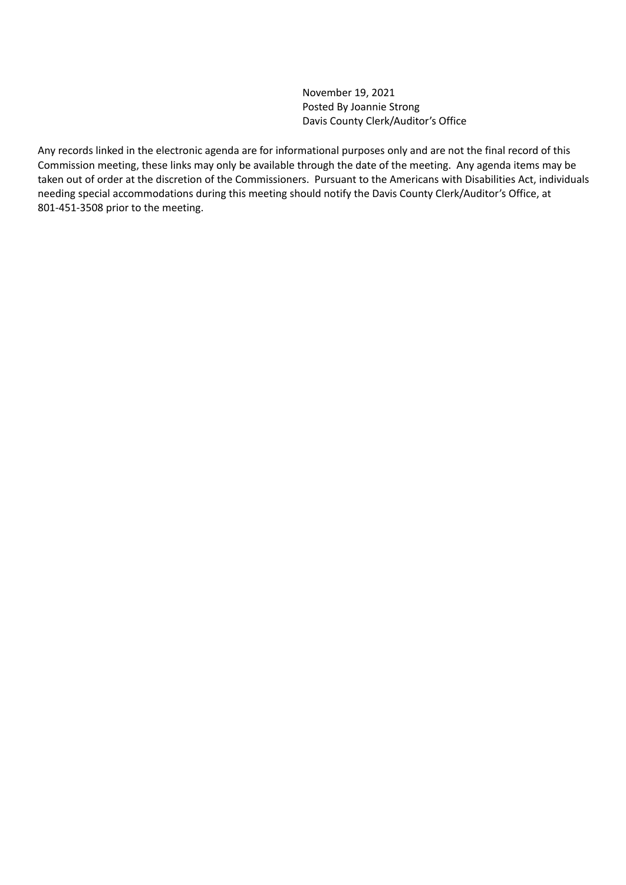November 19, 2021
Posted By Joannie Strong
Davis County Clerk/Auditor's Office

Any records linked in the electronic agenda are for informational purposes only and are not the final record of this Commission meeting, these links may only be available through the date of the meeting. Any agenda items may be taken out of order at the discretion of the Commissioners. Pursuant to the Americans with Disabilities Act, individuals needing special accommodations during this meeting should notify the Davis County Clerk/Auditor's Office, at 801-451-3508 prior to the meeting.